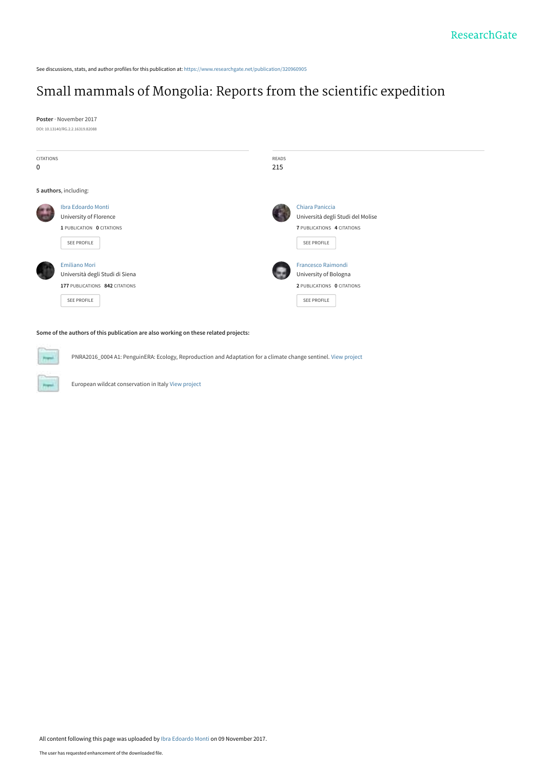See discussions, stats, and author profiles for this publication at: https://www.researchgate.net/publication/320960905

# Small mammals of Mongolia: Reports from the scientific expedition

**Poster** · November 2017

DOI: 10.13140/RG.2.2.16319.82088

| CITATIONS | READS |
| --- | --- |
| 0 | 215 |

**5 authors**, including:

**Ibra Edoardo Monti**
University of Florence
1 PUBLICATION 0 CITATIONS
SEE PROFILE

**Chiara Paniccia**
Università degli Studi del Molise
7 PUBLICATIONS 4 CITATIONS
SEE PROFILE

**Emiliano Mori**
Università degli Studi di Siena
177 PUBLICATIONS 842 CITATIONS
SEE PROFILE

**Francesco Raimondi**
University of Bologna
2 PUBLICATIONS 0 CITATIONS
SEE PROFILE

**Some of the authors of this publication are also working on these related projects:**

PNRA2016_0004 A1: PenguinERA: Ecology, Reproduction and Adaptation for a climate change sentinel. View project

European wildcat conservation in Italy View project

All content following this page was uploaded by Ibra Edoardo Monti on 09 November 2017.

The user has requested enhancement of the downloaded file.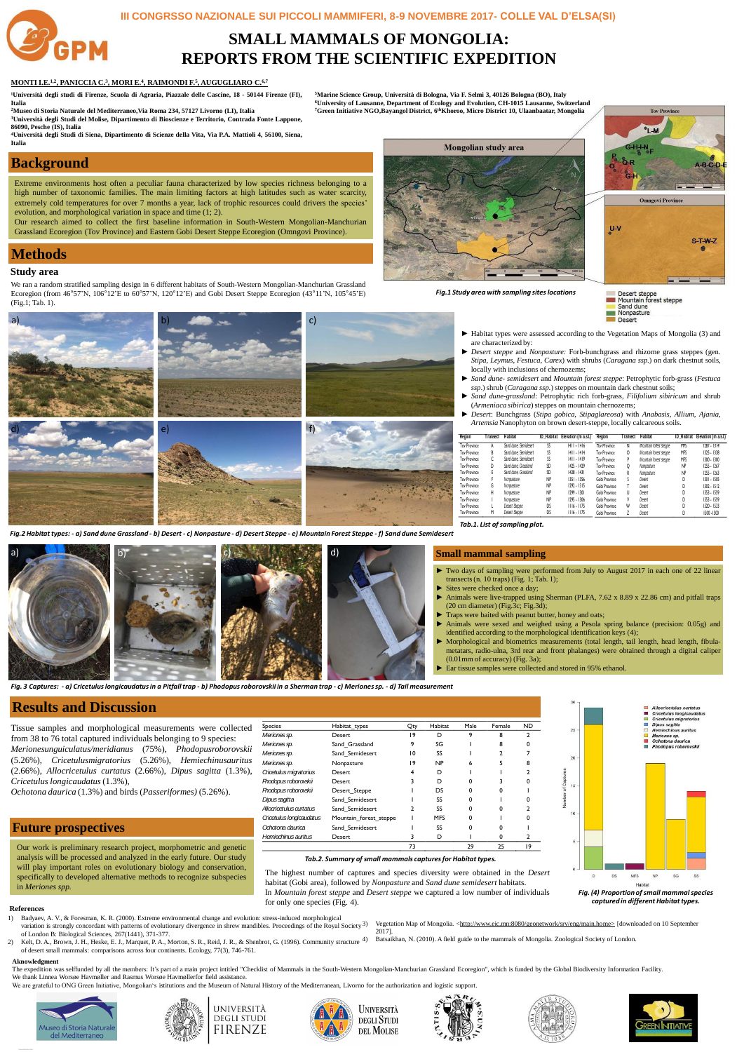III CONGRSSO NAZIONALE SUI PICCOLI MAMMIFERI, 8-9 NOVEMBRE 2017- COLLE VAL D'ELSA(SI)

# SMALL MAMMALS OF MONGOLIA: REPORTS FROM THE SCIENTIFIC EXPEDITION

**MONTI I.E.[1,2], PANICCIA C.[3], MORI E.[4], RAIMONDI F.[5], AUGUGLIARO C.[6,7]**

[1]Università degli studi di Firenze, Scuola di Agraria, Piazzale delle Cascine, 18 - 50144 Firenze (FI), Italia
[2]Museo di Storia Naturale del Mediterraneo,Via Roma 234, 57127 Livorno (LI), Italia
[3]Università degli Studi del Molise, Dipartimento di Bioscienze e Territorio, Contrada Fonte Lappone, 86090, Pesche (IS), Italia
[4]Università degli Studi di Siena, Dipartimento di Scienze della Vita, Via P.A. Mattioli 4, 56100, Siena, Italia
[5]Marine Science Group, Università di Bologna, Via F. Selmi 3, 40126 Bologna (BO), Italy
[6]University of Lausanne, Department of Ecology and Evolution, CH-1015 Lausanne, Switzerland
[7]Green Initiative NGO,Bayangol District, 6[th]Khoroo, Micro District 10, Ulaanbaatar, Mongolia

## Background

Extreme environments host often a peculiar fauna characterized by low species richness belonging to a high number of taxonomic families. The main limiting factors at high latitudes such as water scarcity, extremely cold temperatures for over 7 months a year, lack of trophic resources could drivers the species' evolution, and morphological variation in space and time (1; 2).
Our research aimed to collect the first baseline information in South-Western Mongolian-Manchurian Grassland Ecoregion (Tov Province) and Eastern Gobi Desert Steppe Ecoregion (Omngovi Province).

## Methods

### Study area

We ran a random stratified sampling design in 6 different habitats of South-Western Mongolian-Manchurian Grassland Ecoregion (from 46°57'N, 106°12'E to 60°57'N, 120°12'E) and Gobi Desert Steppe Ecoregion (43°11'N, 105°45'E) (Fig.1; Tab. 1).

Mongolian study area

Tov Province

Omngovi Province

Desert steppe
Mountain forest steppe
Sand dune
Nonpasture
Desert

Fig.1 Study area with sampling sites locations

a) b) c) d) e) f)

Fig.2 Habitat types: - a) Sand dune Grassland - b) Desert - c) Nonpasture - d) Desert Steppe - e) Mountain Forest Steppe - f) Sand dune Semidesert

- Habitat types were assessed according to the Vegetation Maps of Mongolia (3) and are characterized by:
- *Desert steppe* and *Nonpasture:* Forb-bunchgrass and rhizome grass steppes (gen. *Stipa, Leymus, Festuca, Carex*) with shrubs (*Caragana ssp.*) on dark chestnut soils, locally with inclusions of chernozems;
- *Sand dune- semidesert* and *Mountain forest steppe*: Petrophytic forb-grass (*Festuca ssp.*) shrub (*Caragana ssp.*) steppes on mountain dark chestnut soils;
- *Sand dune-grassland*: Petrophytic rich forb-grass, *Filifolium sibiricum* and shrub (*Armeniaca sibirica*) steppes on mountain chernozems;
- *Desert*: Bunchgrass (*Stipa gobica, Stipaglareosa*) with *Anabasis, Allium, Ajania, Artemisia* Nanophyton on brown desert-steppe, locally calcareous soils.

| Region | Transect | Habitat | ID_Habitat | Elevation (m a.s.l.) | Region | Transect | Habitat | ID_Habitat | Elevation (m a.s.l.) |
|---|---|---|---|---|---|---|---|---|---|
| Tov Province | A | Sand dune_Semidesert | SS | 1411 - 1416 | Tov Province | N | Mountain forest steppe | MFS | 1287 - 1314 |
| Tov Province | B | Sand dune_Semidesert | SS | 1411 - 1414 | Tov Province | O | Mountain forest steppe | MFS | 1325 - 1338 |
| Tov Province | C | Sand dune_Semidesert | SS | 1411 - 1419 | Tov Province | P | Mountain forest steppe | MFS | 1380 - 1380 |
| Tov Province | D | Sand dune_Grassland | SD | 1425 - 1429 | Tov Province | Q | Nonpasture | NP | 1255 - 1262 |
| Tov Province | E | Sand dune_Grassland | SD | 1428 - 1431 | Tov Province | R | Nonpasture | NP | 1255 - 1263 |
| Tov Province | F | Nonpasture | NP | 1351 - 1356 | Gobi Province | S | Desert | D | 1501 - 1505 |
| Tov Province | G | Nonpasture | NP | 1292 - 1315 | Gobi Province | T | Desert | D | 1502 - 1512 |
| Tov Province | H | Nonpasture | NP | 1299 - 1301 | Gobi Province | U | Desert | D | 1553 - 1559 |
| Tov Province | I | Nonpasture | NP | 1295 - 1306 | Gobi Province | V | Desert | D | 1553 - 1559 |
| Tov Province | L | Desert Steppe | DS | 1116 - 1175 | Gobi Province | W | Desert | D | 1520 - 1533 |
| Tov Province | M | Desert Steppe | DS | 1116 - 1175 | Gobi Province | Z | Desert | D | 1500 - 1500 |

Tab.1. List of sampling plot.

a) b) c) d)

Fig. 3 Captures: - a) Cricetulus longicaudatus in a Pitfall trap - b) Phodopus roborovskii in a Sherman trap - c) Meriones sp. - d) Tail measurement

## Small mammal sampling

- Two days of sampling were performed from July to August 2017 in each one of 22 linear transects (n. 10 traps) (Fig. 1; Tab. 1);
- Sites were checked once a day;
- Animals were live-trapped using Sherman (PLFA, 7.62 x 8.89 x 22.86 cm) and pitfall traps (20 cm diameter) (Fig.3c; Fig.3d);
- Traps were baited with peanut butter, honey and oats;
- Animals were sexed and weighed using a Pesola spring balance (precision: 0.05g) and were identified according to the morphological identification keys (4);
- Morphological and biometrics measurements (total length, tail length, head length, fibula-metatars, radio-ulna, 3rd rear and front phalanges) were obtained through a digital caliper (0.01mm of accuracy) (Fig. 3a);
- Ear tissue samples were collected and stored in 95% ethanol.

## Results and Discussion

Tissue samples and morphological measurements were collected from 38 to 76 total captured individuals belonging to 9 species: *Merionesunguiculatus/meridianus* (75%), *Phodopusroborovskii* (5.26%), *Cricetulusmigratorius* (5.26%), *Hemiechinusauritus* (2.66%), *Allocricetulus curtatus* (2.66%), *Dipus sagitta* (1.3%), *Cricetulus longicaudatus* (1.3%),
*Ochotona daurica* (1.3%) and birds (*Passeriformes*) (5.26%).

| Species | Habitat_types | Qty | Habitat | Male | Female | ND |
|---|---|---|---|---|---|---|
| *Meriones sp.* | Desert | 19 | D | 9 | 8 | 2 |
| *Meriones sp.* | Sand_Grassland | 9 | SG | 1 | 8 | 0 |
| *Meriones sp.* | Sand_Semidesert | 10 | SS | 1 | 2 | 7 |
| *Meriones sp.* | Nonpasture | 19 | NP | 6 | 5 | 8 |
| *Cricetulus migratorius* | Desert | 4 | D | 1 | 1 | 2 |
| *Phodopus roborovskii* | Desert | 3 | D | 0 | 3 | 0 |
| *Phodopus roborovskii* | Desert_Steppe | 1 | DS | 0 | 0 | 1 |
| *Dipus sagitta* | Sand_Semidesert | 1 | SS | 0 | 1 | 0 |
| *Allocricetulus curtatus* | Sand_Semidesert | 2 | SS | 0 | 0 | 2 |
| *Cricetulus longicaudatus* | Mountain_forest_steppe | 1 | MFS | 0 | 1 | 0 |
| *Ochotona daurica* | Sand_Semidesert | 1 | SS | 0 | 0 | 1 |
| *Hemiechinus auritus* | Desert | 3 | D | 1 | 0 | 2 |
| | | 73 | | 29 | 25 | 19 |

Tab.2. Summary of small mammals captures for Habitat types.

The highest number of captures and species diversity were obtained in the *Desert* habitat (Gobi area), followed by *Nonpasture* and *Sand dune semidesert* habitats.
In *Mountain forest steppe* and *Desert steppe* we captured a low number of individuals for only one species (Fig. 4).

Allocricetulus curtatus
Cricetulus longicaudatus
Cricetulus migratorius
Dipus sagitta
Hemiechinus auritus
Meriones sp.
Ochotona daurica
Phodopus roborovskii

Number of Captures
0 5 10 15 20 25 30
D DS MFS NP SG SS
Habitat

Fig. (4) Proportion of small mammal species captured in different Habitat types.

## Future prospectives

Our work is preliminary research project, morphometric and genetic analysis will be processed and analyzed in the early future. Our study will play important roles on evolutionary biology and conservation, specifically to developed alternative methods to recognize subspecies in *Meriones spp.*

### References

1) Badyaev, A. V., & Foresman, K. R. (2000). Extreme environmental change and evolution: stress-induced morphological variation is strongly concordant with patterns of evolutionary divergence in shrew mandibles. Proceedings of the Royal Society of London B: Biological Sciences, 267(1441), 371-377.
2) Kelt, D. A., Brown, J. H., Heske, E. J., Marquet, P. A., Morton, S. R., Reid, J. R., & Shenbrot, G. (1996). Community structure of desert small mammals: comparisons across four continents. Ecology, 77(3), 746-761.
3) Vegetation Map of Mongolia. <http://www.eic.mn:8080/geonetwork/srv/eng/main.home> [downloaded on 10 September 2017].
4) Batsaikhan, N. (2010). A field guide to the mammals of Mongolia. Zoological Society of London.

### Acknowledgment

The expedition was selffunded by all the members: It's part of a main project intitled "Checklist of Mammals in the South-Western Mongolian-Manchurian Grassland Ecoregion", which is funded by the Global Biodiversity Information Facility.
We thank Linnea Worsøe Havmøller and Rasmus Worsøe Havmøllerfor field assistance.
We are grateful to ONG Green Initiative, Mongolian's istitutions and the Museum of Natural History of the Mediterranean, Livorno for the authorization and logistic support.